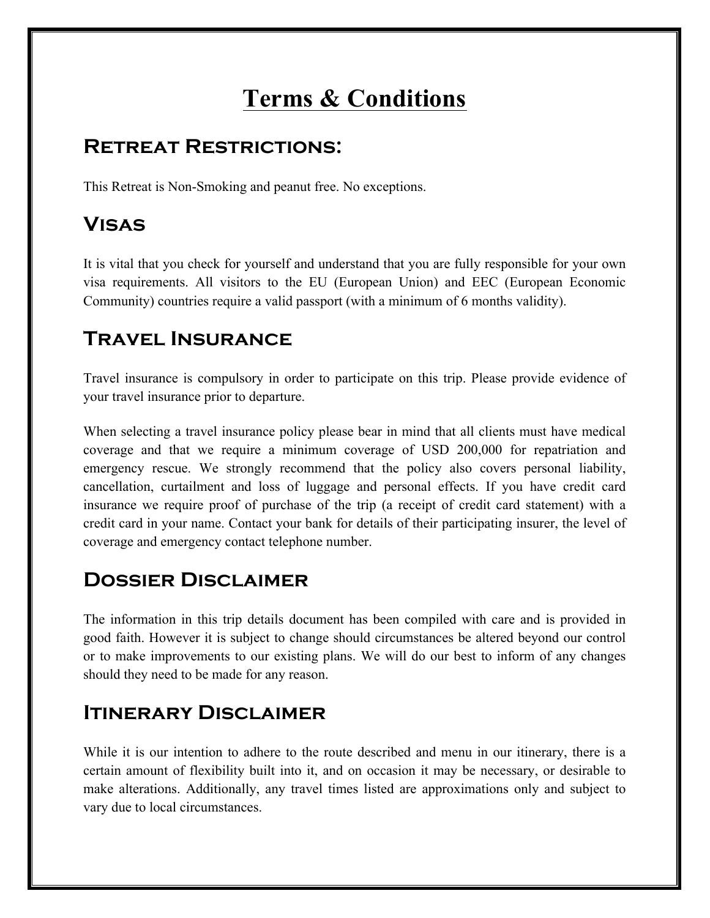# Terms & Conditions

## Retreat Restrictions:

This Retreat is Non-Smoking and peanut free. No exceptions.

## Visas

It is vital that you check for yourself and understand that you are fully responsible for your own visa requirements. All visitors to the EU (European Union) and EEC (European Economic Community) countries require a valid passport (with a minimum of 6 months validity).

## Travel Insurance

Travel insurance is compulsory in order to participate on this trip. Please provide evidence of your travel insurance prior to departure.

When selecting a travel insurance policy please bear in mind that all clients must have medical coverage and that we require a minimum coverage of USD 200,000 for repatriation and emergency rescue. We strongly recommend that the policy also covers personal liability, cancellation, curtailment and loss of luggage and personal effects. If you have credit card insurance we require proof of purchase of the trip (a receipt of credit card statement) with a credit card in your name. Contact your bank for details of their participating insurer, the level of coverage and emergency contact telephone number.

## Dossier Disclaimer

The information in this trip details document has been compiled with care and is provided in good faith. However it is subject to change should circumstances be altered beyond our control or to make improvements to our existing plans. We will do our best to inform of any changes should they need to be made for any reason.

## Itinerary Disclaimer

While it is our intention to adhere to the route described and menu in our itinerary, there is a certain amount of flexibility built into it, and on occasion it may be necessary, or desirable to make alterations. Additionally, any travel times listed are approximations only and subject to vary due to local circumstances.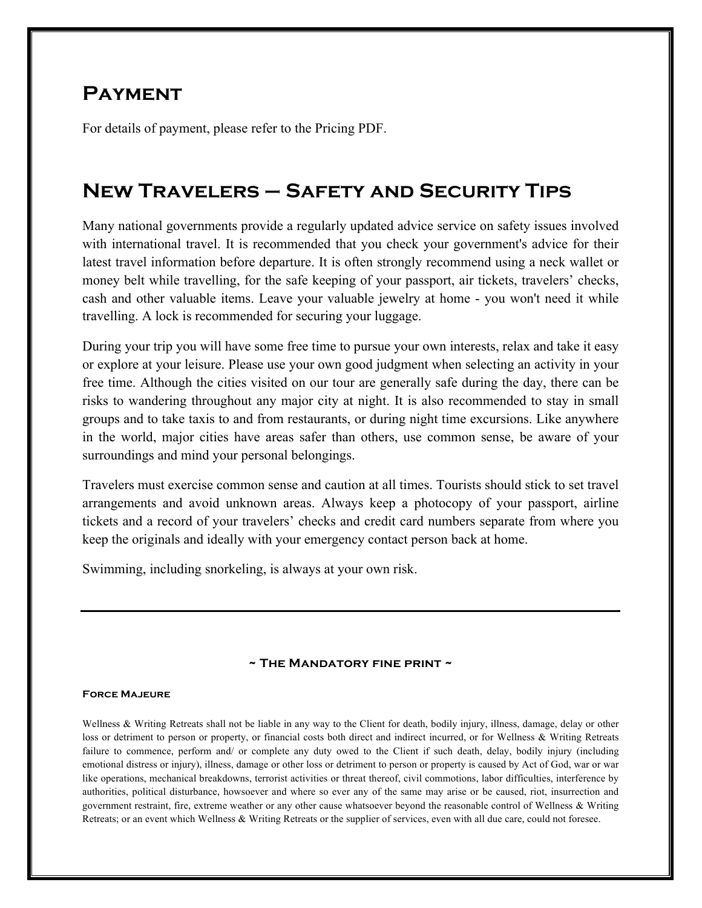## Payment

For details of payment, please refer to the Pricing PDF.

## New Travelers – Safety and Security Tips

Many national governments provide a regularly updated advice service on safety issues involved with international travel. It is recommended that you check your government's advice for their latest travel information before departure. It is often strongly recommend using a neck wallet or money belt while travelling, for the safe keeping of your passport, air tickets, travelers' checks, cash and other valuable items. Leave your valuable jewelry at home - you won't need it while travelling. A lock is recommended for securing your luggage.

During your trip you will have some free time to pursue your own interests, relax and take it easy or explore at your leisure. Please use your own good judgment when selecting an activity in your free time. Although the cities visited on our tour are generally safe during the day, there can be risks to wandering throughout any major city at night. It is also recommended to stay in small groups and to take taxis to and from restaurants, or during night time excursions. Like anywhere in the world, major cities have areas safer than others, use common sense, be aware of your surroundings and mind your personal belongings.

Travelers must exercise common sense and caution at all times. Tourists should stick to set travel arrangements and avoid unknown areas. Always keep a photocopy of your passport, airline tickets and a record of your travelers' checks and credit card numbers separate from where you keep the originals and ideally with your emergency contact person back at home.

Swimming, including snorkeling, is always at your own risk.

---

**~ The Mandatory fine print ~**

#### Force Majeure

Wellness & Writing Retreats shall not be liable in any way to the Client for death, bodily injury, illness, damage, delay or other loss or detriment to person or property, or financial costs both direct and indirect incurred, or for Wellness & Writing Retreats failure to commence, perform and/ or complete any duty owed to the Client if such death, delay, bodily injury (including emotional distress or injury), illness, damage or other loss or detriment to person or property is caused by Act of God, war or war like operations, mechanical breakdowns, terrorist activities or threat thereof, civil commotions, labor difficulties, interference by authorities, political disturbance, howsoever and where so ever any of the same may arise or be caused, riot, insurrection and government restraint, fire, extreme weather or any other cause whatsoever beyond the reasonable control of Wellness & Writing Retreats; or an event which Wellness & Writing Retreats or the supplier of services, even with all due care, could not foresee.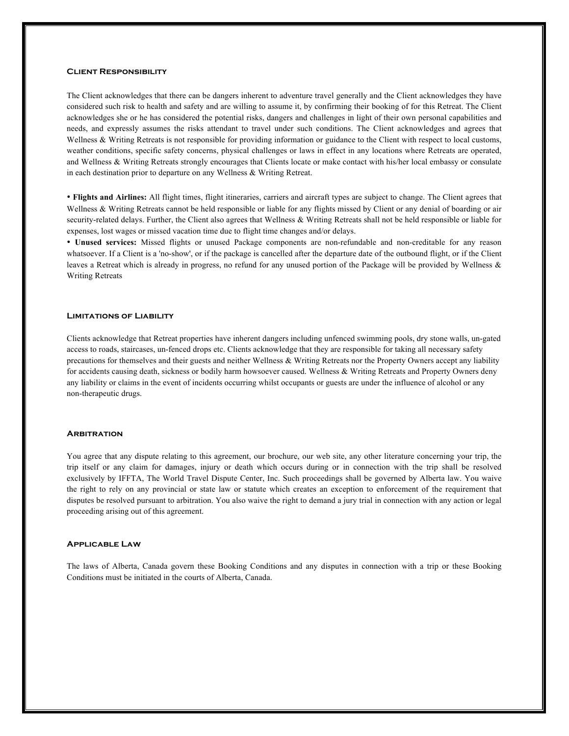## Client Responsibility

The Client acknowledges that there can be dangers inherent to adventure travel generally and the Client acknowledges they have considered such risk to health and safety and are willing to assume it, by confirming their booking of for this Retreat. The Client acknowledges she or he has considered the potential risks, dangers and challenges in light of their own personal capabilities and needs, and expressly assumes the risks attendant to travel under such conditions. The Client acknowledges and agrees that Wellness & Writing Retreats is not responsible for providing information or guidance to the Client with respect to local customs, weather conditions, specific safety concerns, physical challenges or laws in effect in any locations where Retreats are operated, and Wellness & Writing Retreats strongly encourages that Clients locate or make contact with his/her local embassy or consulate in each destination prior to departure on any Wellness & Writing Retreat.

- **Flights and Airlines:** All flight times, flight itineraries, carriers and aircraft types are subject to change. The Client agrees that Wellness & Writing Retreats cannot be held responsible or liable for any flights missed by Client or any denial of boarding or air security-related delays. Further, the Client also agrees that Wellness & Writing Retreats shall not be held responsible or liable for expenses, lost wages or missed vacation time due to flight time changes and/or delays.
- **Unused services:** Missed flights or unused Package components are non-refundable and non-creditable for any reason whatsoever. If a Client is a 'no-show', or if the package is cancelled after the departure date of the outbound flight, or if the Client leaves a Retreat which is already in progress, no refund for any unused portion of the Package will be provided by Wellness & Writing Retreats

## Limitations of Liability

Clients acknowledge that Retreat properties have inherent dangers including unfenced swimming pools, dry stone walls, un-gated access to roads, staircases, un-fenced drops etc. Clients acknowledge that they are responsible for taking all necessary safety precautions for themselves and their guests and neither Wellness & Writing Retreats nor the Property Owners accept any liability for accidents causing death, sickness or bodily harm howsoever caused. Wellness & Writing Retreats and Property Owners deny any liability or claims in the event of incidents occurring whilst occupants or guests are under the influence of alcohol or any non-therapeutic drugs.

## Arbitration

You agree that any dispute relating to this agreement, our brochure, our web site, any other literature concerning your trip, the trip itself or any claim for damages, injury or death which occurs during or in connection with the trip shall be resolved exclusively by IFFTA, The World Travel Dispute Center, Inc. Such proceedings shall be governed by Alberta law. You waive the right to rely on any provincial or state law or statute which creates an exception to enforcement of the requirement that disputes be resolved pursuant to arbitration. You also waive the right to demand a jury trial in connection with any action or legal proceeding arising out of this agreement.

## Applicable Law

The laws of Alberta, Canada govern these Booking Conditions and any disputes in connection with a trip or these Booking Conditions must be initiated in the courts of Alberta, Canada.